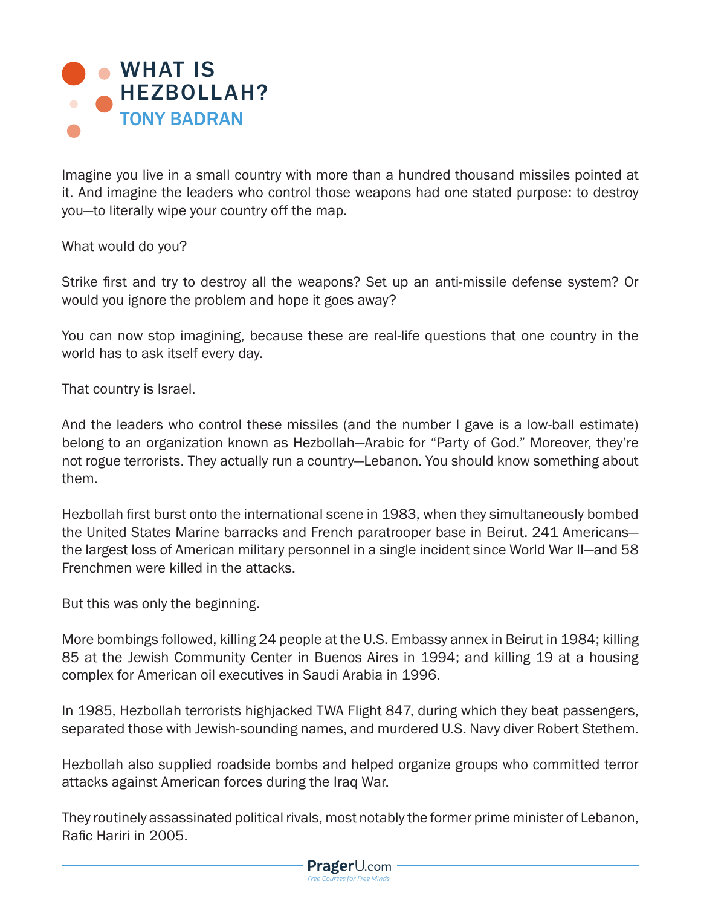# WHAT IS HEZBOLLAH?

## TONY BADRAN

Imagine you live in a small country with more than a hundred thousand missiles pointed at it. And imagine the leaders who control those weapons had one stated purpose: to destroy you—to literally wipe your country off the map.

What would do you?

Strike first and try to destroy all the weapons? Set up an anti-missile defense system? Or would you ignore the problem and hope it goes away?

You can now stop imagining, because these are real-life questions that one country in the world has to ask itself every day.

That country is Israel.

And the leaders who control these missiles (and the number I gave is a low-ball estimate) belong to an organization known as Hezbollah—Arabic for "Party of God." Moreover, they're not rogue terrorists. They actually run a country—Lebanon. You should know something about them.

Hezbollah first burst onto the international scene in 1983, when they simultaneously bombed the United States Marine barracks and French paratrooper base in Beirut. 241 Americans—the largest loss of American military personnel in a single incident since World War II—and 58 Frenchmen were killed in the attacks.

But this was only the beginning.

More bombings followed, killing 24 people at the U.S. Embassy annex in Beirut in 1984; killing 85 at the Jewish Community Center in Buenos Aires in 1994; and killing 19 at a housing complex for American oil executives in Saudi Arabia in 1996.

In 1985, Hezbollah terrorists highjacked TWA Flight 847, during which they beat passengers, separated those with Jewish-sounding names, and murdered U.S. Navy diver Robert Stethem.

Hezbollah also supplied roadside bombs and helped organize groups who committed terror attacks against American forces during the Iraq War.

They routinely assassinated political rivals, most notably the former prime minister of Lebanon, Rafic Hariri in 2005.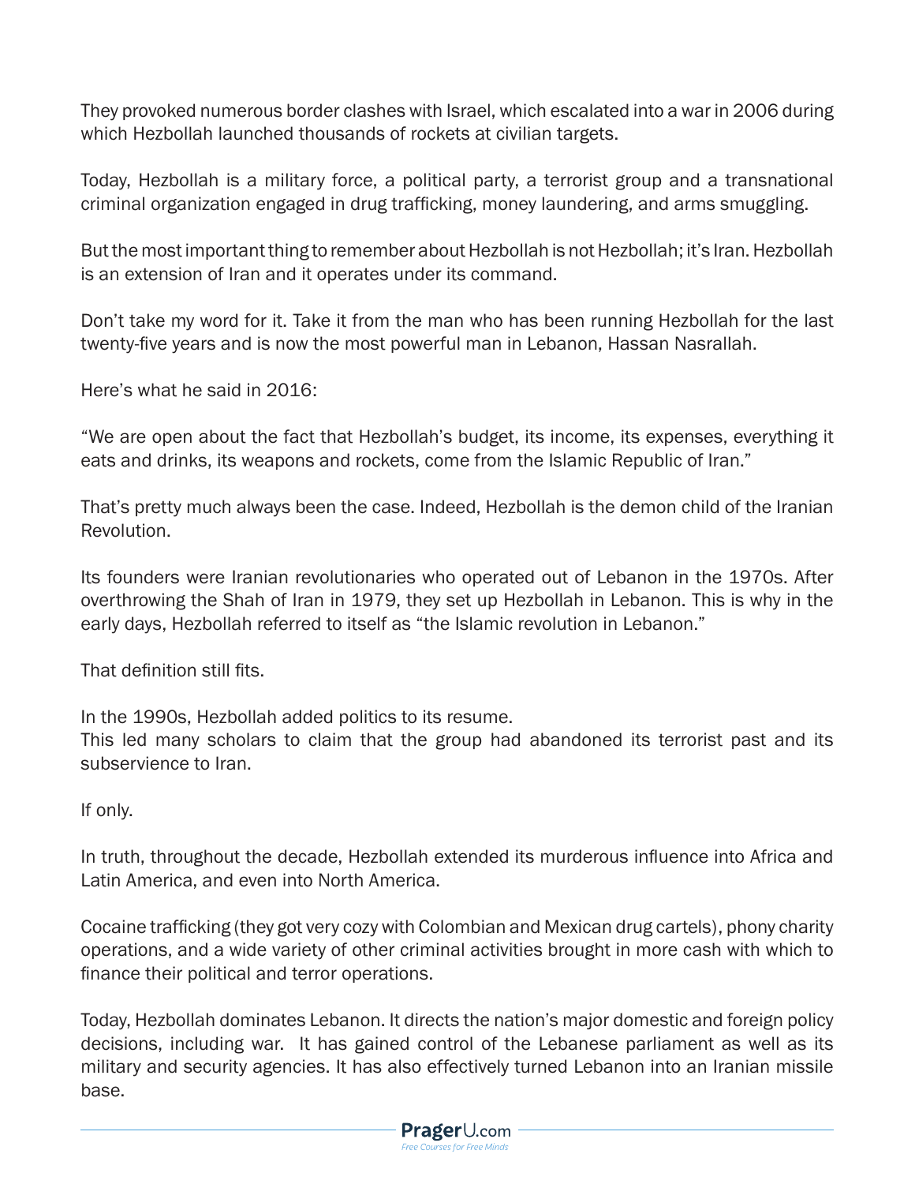They provoked numerous border clashes with Israel, which escalated into a war in 2006 during which Hezbollah launched thousands of rockets at civilian targets.

Today, Hezbollah is a military force, a political party, a terrorist group and a transnational criminal organization engaged in drug trafficking, money laundering, and arms smuggling.

But the most important thing to remember about Hezbollah is not Hezbollah; it's Iran. Hezbollah is an extension of Iran and it operates under its command.

Don't take my word for it. Take it from the man who has been running Hezbollah for the last twenty-five years and is now the most powerful man in Lebanon, Hassan Nasrallah.

Here's what he said in 2016:

"We are open about the fact that Hezbollah's budget, its income, its expenses, everything it eats and drinks, its weapons and rockets, come from the Islamic Republic of Iran."

That's pretty much always been the case. Indeed, Hezbollah is the demon child of the Iranian Revolution.

Its founders were Iranian revolutionaries who operated out of Lebanon in the 1970s. After overthrowing the Shah of Iran in 1979, they set up Hezbollah in Lebanon. This is why in the early days, Hezbollah referred to itself as "the Islamic revolution in Lebanon."

That definition still fits.

In the 1990s, Hezbollah added politics to its resume.
This led many scholars to claim that the group had abandoned its terrorist past and its subservience to Iran.

If only.

In truth, throughout the decade, Hezbollah extended its murderous influence into Africa and Latin America, and even into North America.

Cocaine trafficking (they got very cozy with Colombian and Mexican drug cartels), phony charity operations, and a wide variety of other criminal activities brought in more cash with which to finance their political and terror operations.

Today, Hezbollah dominates Lebanon. It directs the nation's major domestic and foreign policy decisions, including war. It has gained control of the Lebanese parliament as well as its military and security agencies. It has also effectively turned Lebanon into an Iranian missile base.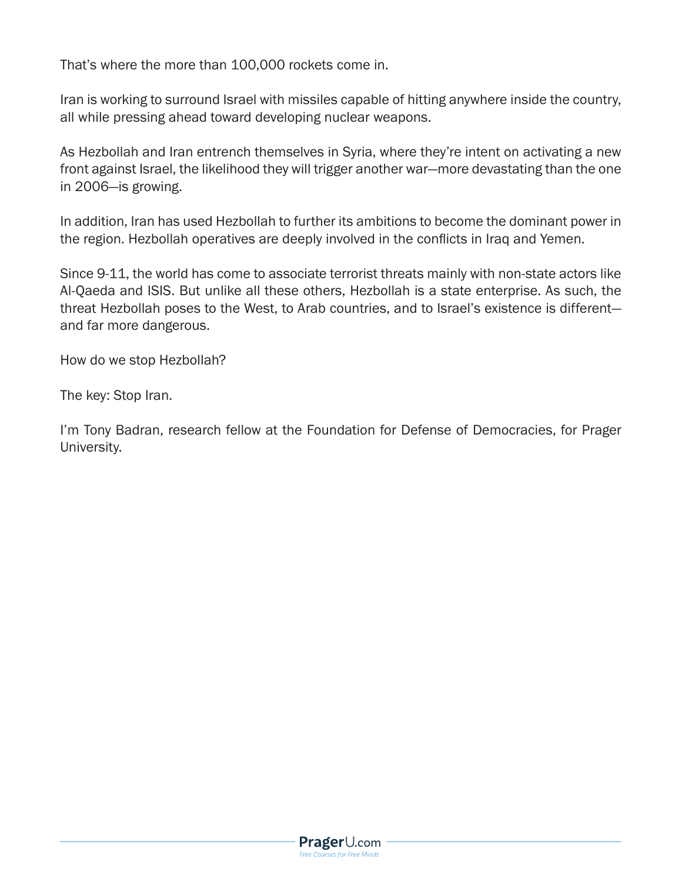That's where the more than 100,000 rockets come in.

Iran is working to surround Israel with missiles capable of hitting anywhere inside the country, all while pressing ahead toward developing nuclear weapons.

As Hezbollah and Iran entrench themselves in Syria, where they're intent on activating a new front against Israel, the likelihood they will trigger another war—more devastating than the one in 2006—is growing.

In addition, Iran has used Hezbollah to further its ambitions to become the dominant power in the region. Hezbollah operatives are deeply involved in the conflicts in Iraq and Yemen.

Since 9-11, the world has come to associate terrorist threats mainly with non-state actors like Al-Qaeda and ISIS. But unlike all these others, Hezbollah is a state enterprise. As such, the threat Hezbollah poses to the West, to Arab countries, and to Israel's existence is different—and far more dangerous.

How do we stop Hezbollah?

The key: Stop Iran.

I'm Tony Badran, research fellow at the Foundation for Defense of Democracies, for Prager University.